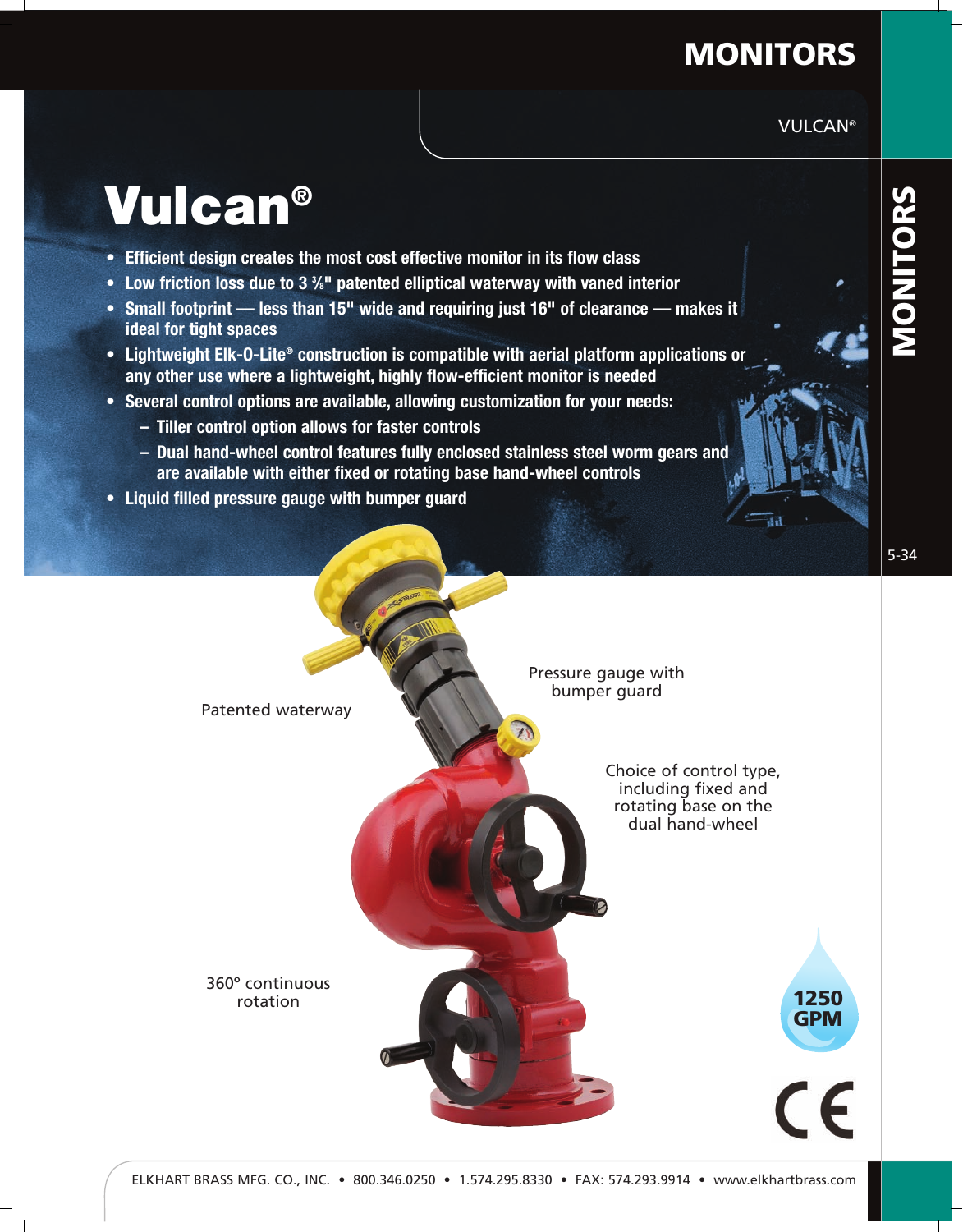# Vulcan®

- **Efficient design creates the most cost effective monitor in its flow class**
- **Low friction loss due to 3 ⅜" patented elliptical waterway with vaned interior**
- **Small footprint — less than 15" wide and requiring just 16" of clearance — makes it ideal for tight spaces**
- **Lightweight Elk-O-Lite® construction is compatible with aerial platform applications or any other use where a lightweight, highly flow-efficient monitor is needed**
- **Several control options are available, allowing customization for your needs:**
  - **Tiller control option allows for faster controls**
  - **Dual hand-wheel control features fully enclosed stainless steel worm gears and are available with either fixed or rotating base hand-wheel controls**
- **Liquid filled pressure gauge with bumper guard**

Patented waterway

Pressure gauge with bumper guard

Choice of control type, including fixed and rotating base on the dual hand-wheel

360º continuous rotation

1250 GPM

CE

ELKHART BRASS MFG. CO., INC. • 800.346.0250 • 1.574.295.8330 • FAX: 574.293.9914 • www.elkhartbrass.com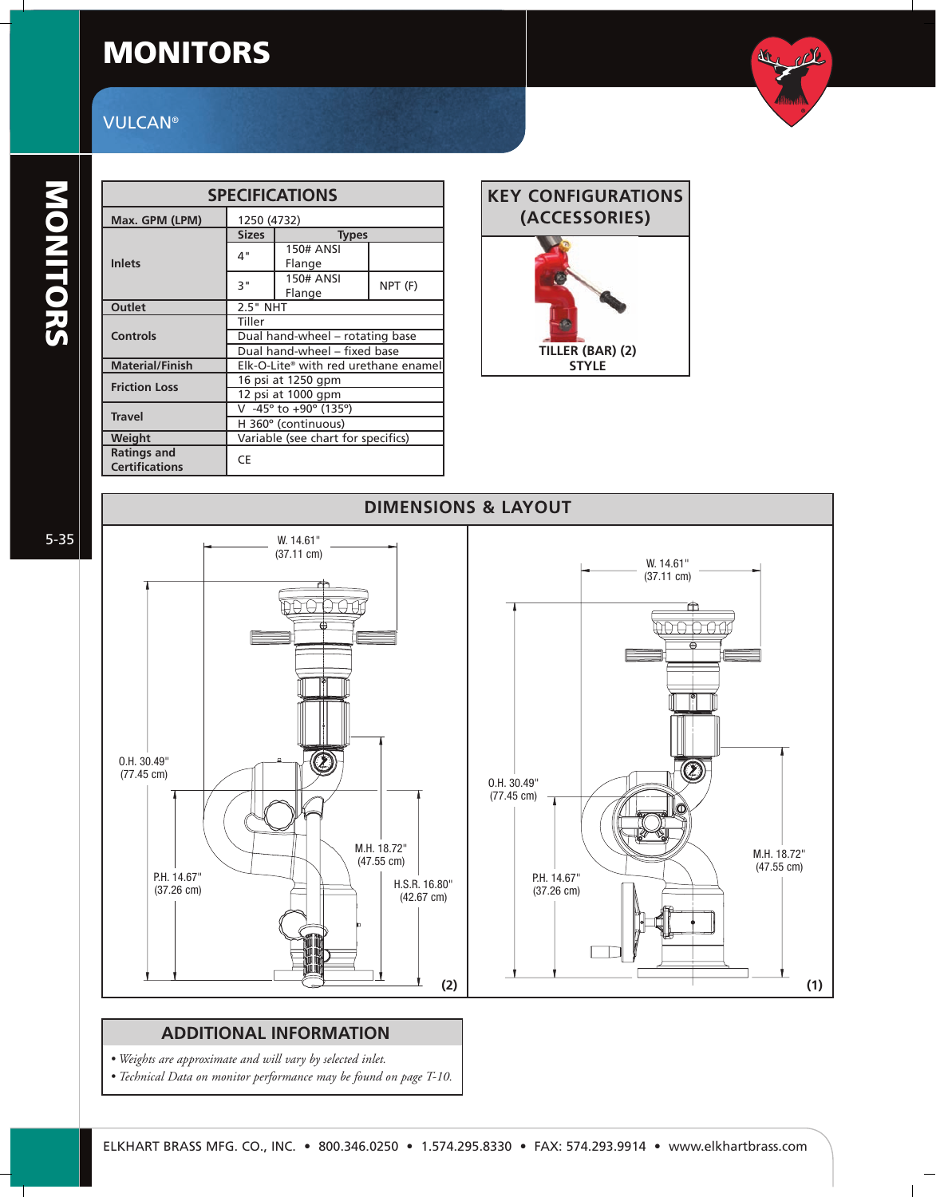# MONITORS

## VULCAN®

| SPECIFICATIONS | | | |
|---|---|---|---|
| Max. GPM (LPM) | 1250 (4732) | | |
| Inlets | Sizes | Types | |
| | 4" | 150# ANSI Flange | |
| | 3" | 150# ANSI Flange | NPT (F) |
| Outlet | 2.5" NHT | | |
| Controls | Tiller | | |
| | Dual hand-wheel – rotating base | | |
| | Dual hand-wheel – fixed base | | |
| Material/Finish | Elk-O-Lite® with red urethane enamel | | |
| Friction Loss | 16 psi at 1250 gpm | | |
| | 12 psi at 1000 gpm | | |
| Travel | V -45° to +90° (135°) | | |
| | H 360° (continuous) | | |
| Weight | Variable (see chart for specifics) | | |
| Ratings and Certifications | CE | | |

## KEY CONFIGURATIONS (ACCESSORIES)

TILLER (BAR) (2) STYLE

## DIMENSIONS & LAYOUT

**(2)**

W. 14.61" (37.11 cm)

O.H. 30.49" (77.45 cm)

P.H. 14.67" (37.26 cm)

M.H. 18.72" (47.55 cm)

H.S.R. 16.80" (42.67 cm)

**(1)**

W. 14.61" (37.11 cm)

O.H. 30.49" (77.45 cm)

P.H. 14.67" (37.26 cm)

M.H. 18.72" (47.55 cm)

## ADDITIONAL INFORMATION

- *Weights are approximate and will vary by selected inlet.*
- *Technical Data on monitor performance may be found on page T-10.*

ELKHART BRASS MFG. CO., INC. • 800.346.0250 • 1.574.295.8330 • FAX: 574.293.9914 • www.elkhartbrass.com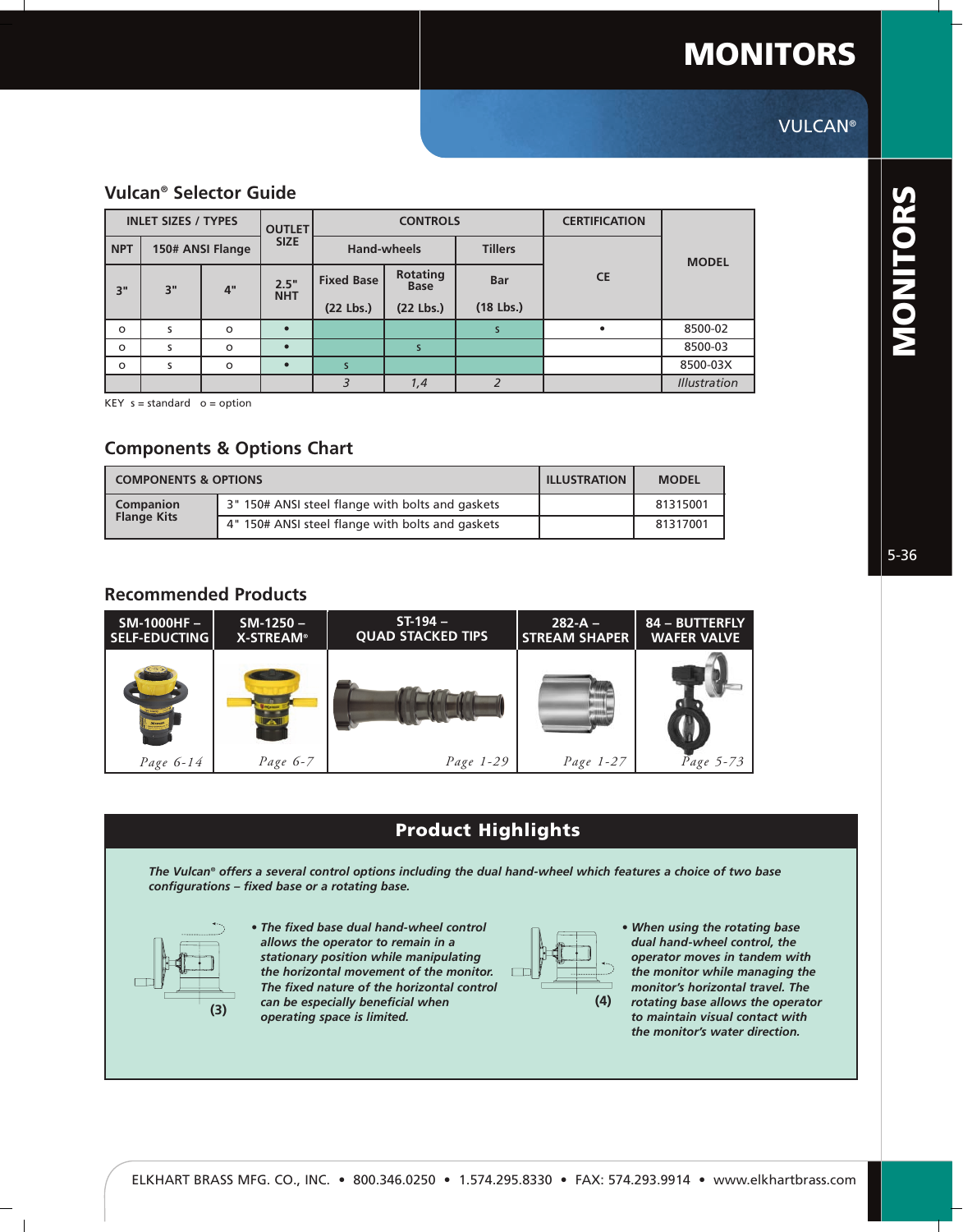# MONITORS

## VULCAN®

### Vulcan® Selector Guide

| INLET SIZES / TYPES | | | OUTLET SIZE | CONTROLS | | | CERTIFICATION | MODEL |
|---|---|---|---|---|---|---|---|---|
| NPT | 150# ANSI Flange | | | Hand-wheels | | Tillers | CE | |
| 3" | 3" | 4" | 2.5" NHT | Fixed Base (22 Lbs.) | Rotating Base (22 Lbs.) | Bar (18 Lbs.) | | |
| o | s | o | • | | | s | • | 8500-02 |
| o | s | o | • | | s | | | 8500-03 |
| o | s | o | • | s | | | | 8500-03X |
| | | | | 3 | 1,4 | 2 | | *Illustration* |

KEY s = standard o = option

### Components & Options Chart

| COMPONENTS & OPTIONS | | ILLUSTRATION | MODEL |
|---|---|---|---|
| Companion Flange Kits | 3" 150# ANSI steel flange with bolts and gaskets | | 81315001 |
| | 4" 150# ANSI steel flange with bolts and gaskets | | 81317001 |

### Recommended Products

| SM-1000HF – SELF-EDUCTING | SM-1250 – X-STREAM® | ST-194 – QUAD STACKED TIPS | 282-A – STREAM SHAPER | 84 – BUTTERFLY WAFER VALVE |
|---|---|---|---|---|
| *Page 6-14* | *Page 6-7* | *Page 1-29* | *Page 1-27* | *Page 5-73* |

## Product Highlights

*The Vulcan® offers a several control options including the dual hand-wheel which features a choice of two base configurations – fixed base or a rotating base.*

(3)

- *The fixed base dual hand-wheel control allows the operator to remain in a stationary position while manipulating the horizontal movement of the monitor. The fixed nature of the horizontal control can be especially beneficial when operating space is limited.*

(4)

- *When using the rotating base dual hand-wheel control, the operator moves in tandem with the monitor while managing the monitor's horizontal travel. The rotating base allows the operator to maintain visual contact with the monitor's water direction.*

ELKHART BRASS MFG. CO., INC. • 800.346.0250 • 1.574.295.8330 • FAX: 574.293.9914 • www.elkhartbrass.com